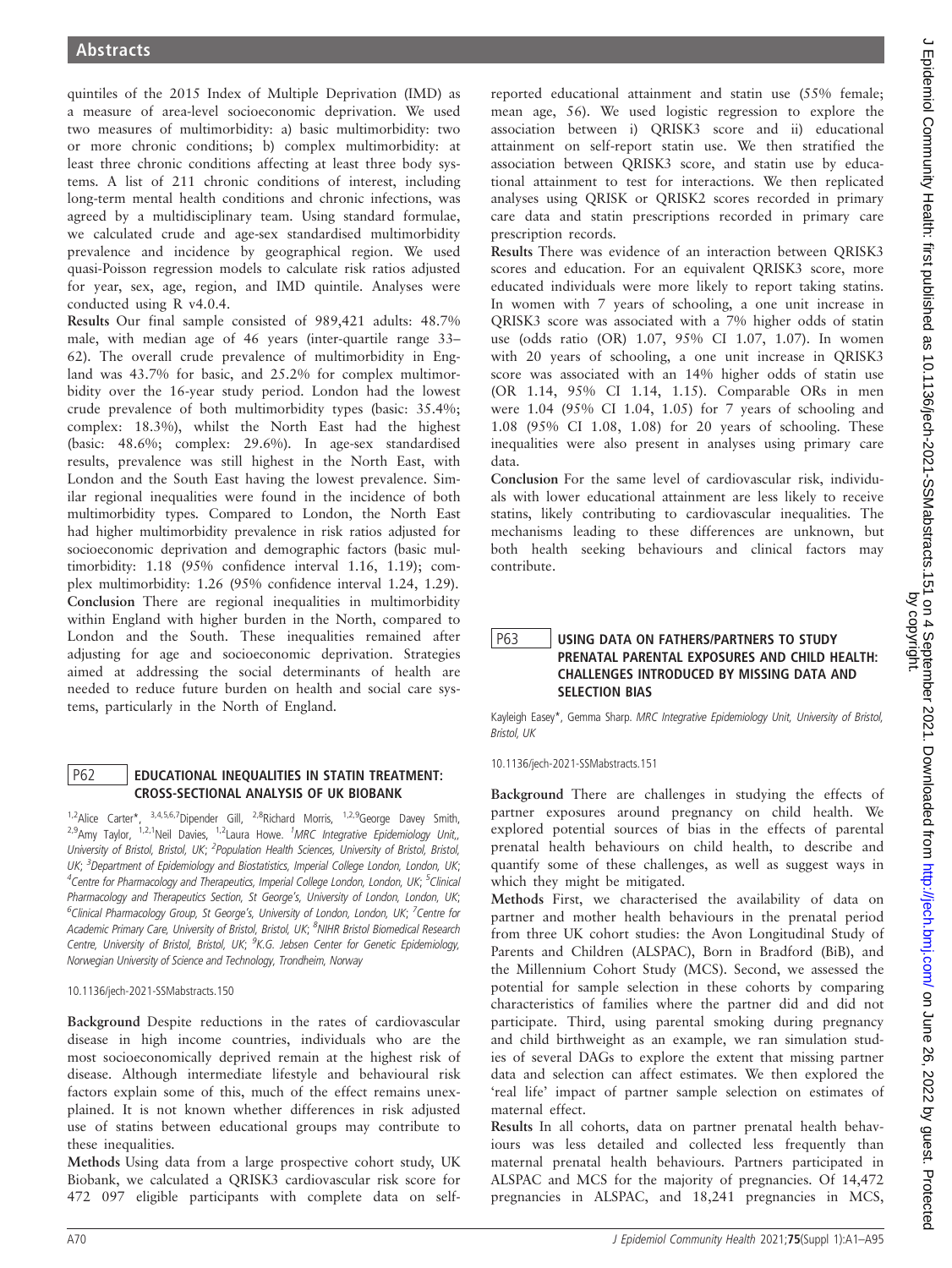quintiles of the 2015 Index of Multiple Deprivation (IMD) as a measure of area-level socioeconomic deprivation. We used two measures of multimorbidity: a) basic multimorbidity: two or more chronic conditions; b) complex multimorbidity: at least three chronic conditions affecting at least three body systems. A list of 211 chronic conditions of interest, including long-term mental health conditions and chronic infections, was agreed by a multidisciplinary team. Using standard formulae, we calculated crude and age-sex standardised multimorbidity prevalence and incidence by geographical region. We used quasi-Poisson regression models to calculate risk ratios adjusted for year, sex, age, region, and IMD quintile. Analyses were conducted using R v4.0.4.

**Results** Our final sample consisted of 989,421 adults: 48.7% male, with median age of 46 years (inter-quartile range 33–62). The overall crude prevalence of multimorbidity in England was 43.7% for basic, and 25.2% for complex multimorbidity over the 16-year study period. London had the lowest crude prevalence of both multimorbidity types (basic: 35.4%; complex: 18.3%), whilst the North East had the highest (basic: 48.6%; complex: 29.6%). In age-sex standardised results, prevalence was still highest in the North East, with London and the South East having the lowest prevalence. Similar regional inequalities were found in the incidence of both multimorbidity types. Compared to London, the North East had higher multimorbidity prevalence in risk ratios adjusted for socioeconomic deprivation and demographic factors (basic multimorbidity: 1.18 (95% confidence interval 1.16, 1.19); complex multimorbidity: 1.26 (95% confidence interval 1.24, 1.29).

**Conclusion** There are regional inequalities in multimorbidity within England with higher burden in the North, compared to London and the South. These inequalities remained after adjusting for age and socioeconomic deprivation. Strategies aimed at addressing the social determinants of health are needed to reduce future burden on health and social care systems, particularly in the North of England.

## P62 EDUCATIONAL INEQUALITIES IN STATIN TREATMENT: CROSS-SECTIONAL ANALYSIS OF UK BIOBANK

[1,2]Alice Carter*, [3,4,5,6,7]Dipender Gill, [2,8]Richard Morris, [1,2,9]George Davey Smith, [2,9]Amy Taylor, [1,2,1]Neil Davies, [1,2]Laura Howe. [1]*MRC Integrative Epidemiology Unit,, University of Bristol, Bristol, UK*; [2]*Population Health Sciences, University of Bristol, Bristol, UK*; [3]*Department of Epidemiology and Biostatistics, Imperial College London, London, UK*; [4]*Centre for Pharmacology and Therapeutics, Imperial College London, London, UK*; [5]*Clinical Pharmacology and Therapeutics Section, St George's, University of London, London, UK*; [6]*Clinical Pharmacology Group, St George's, University of London, London, UK*; [7]*Centre for Academic Primary Care, University of Bristol, Bristol, UK*; [8]*NIHR Bristol Biomedical Research Centre, University of Bristol, Bristol, UK*; [9]*K.G. Jebsen Center for Genetic Epidemiology, Norwegian University of Science and Technology, Trondheim, Norway*

10.1136/jech-2021-SSMabstracts.150

**Background** Despite reductions in the rates of cardiovascular disease in high income countries, individuals who are the most socioeconomically deprived remain at the highest risk of disease. Although intermediate lifestyle and behavioural risk factors explain some of this, much of the effect remains unexplained. It is not known whether differences in risk adjusted use of statins between educational groups may contribute to these inequalities.

**Methods** Using data from a large prospective cohort study, UK Biobank, we calculated a QRISK3 cardiovascular risk score for 472 097 eligible participants with complete data on self-reported educational attainment and statin use (55% female; mean age, 56). We used logistic regression to explore the association between i) QRISK3 score and ii) educational attainment on self-report statin use. We then stratified the association between QRISK3 score, and statin use by educational attainment to test for interactions. We then replicated analyses using QRISK or QRISK2 scores recorded in primary care data and statin prescriptions recorded in primary care prescription records.

**Results** There was evidence of an interaction between QRISK3 scores and education. For an equivalent QRISK3 score, more educated individuals were more likely to report taking statins. In women with 7 years of schooling, a one unit increase in QRISK3 score was associated with a 7% higher odds of statin use (odds ratio (OR) 1.07, 95% CI 1.07, 1.07). In women with 20 years of schooling, a one unit increase in QRISK3 score was associated with an 14% higher odds of statin use (OR 1.14, 95% CI 1.14, 1.15). Comparable ORs in men were 1.04 (95% CI 1.04, 1.05) for 7 years of schooling and 1.08 (95% CI 1.08, 1.08) for 20 years of schooling. These inequalities were also present in analyses using primary care data.

**Conclusion** For the same level of cardiovascular risk, individuals with lower educational attainment are less likely to receive statins, likely contributing to cardiovascular inequalities. The mechanisms leading to these differences are unknown, but both health seeking behaviours and clinical factors may contribute.

## P63 USING DATA ON FATHERS/PARTNERS TO STUDY PRENATAL PARENTAL EXPOSURES AND CHILD HEALTH: CHALLENGES INTRODUCED BY MISSING DATA AND SELECTION BIAS

Kayleigh Easey*, Gemma Sharp. *MRC Integrative Epidemiology Unit, University of Bristol, Bristol, UK*

10.1136/jech-2021-SSMabstracts.151

**Background** There are challenges in studying the effects of partner exposures around pregnancy on child health. We explored potential sources of bias in the effects of parental prenatal health behaviours on child health, to describe and quantify some of these challenges, as well as suggest ways in which they might be mitigated.

**Methods** First, we characterised the availability of data on partner and mother health behaviours in the prenatal period from three UK cohort studies: the Avon Longitudinal Study of Parents and Children (ALSPAC), Born in Bradford (BiB), and the Millennium Cohort Study (MCS). Second, we assessed the potential for sample selection in these cohorts by comparing characteristics of families where the partner did and did not participate. Third, using parental smoking during pregnancy and child birthweight as an example, we ran simulation studies of several DAGs to explore the extent that missing partner data and selection can affect estimates. We then explored the 'real life' impact of partner sample selection on estimates of maternal effect.

**Results** In all cohorts, data on partner prenatal health behaviours was less detailed and collected less frequently than maternal prenatal health behaviours. Partners participated in ALSPAC and MCS for the majority of pregnancies. Of 14,472 pregnancies in ALSPAC, and 18,241 pregnancies in MCS,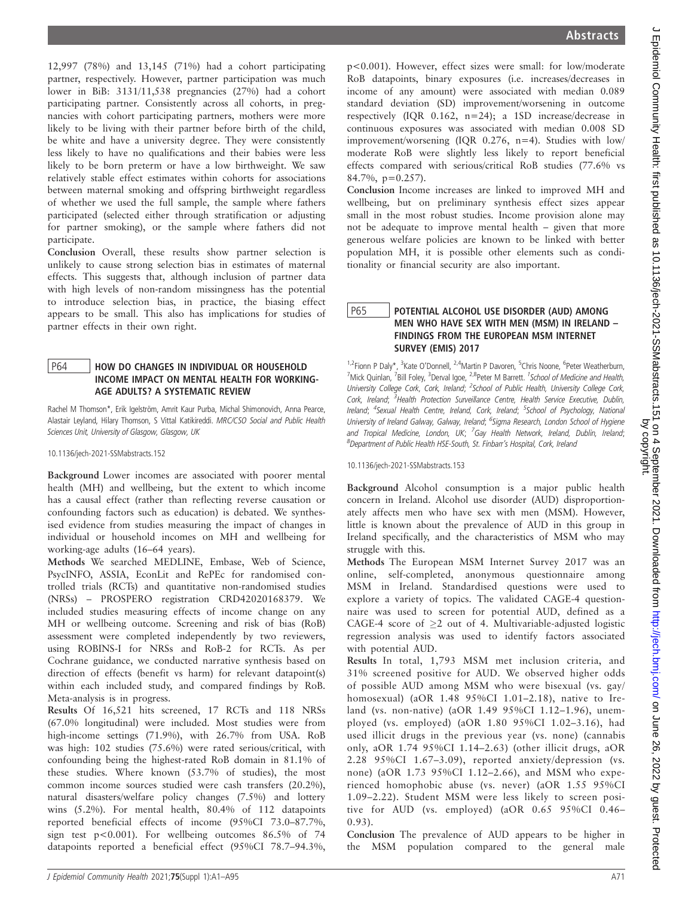12,997 (78%) and 13,145 (71%) had a cohort participating partner, respectively. However, partner participation was much lower in BiB: 3131/11,538 pregnancies (27%) had a cohort participating partner. Consistently across all cohorts, in pregnancies with cohort participating partners, mothers were more likely to be living with their partner before birth of the child, be white and have a university degree. They were consistently less likely to have no qualifications and their babies were less likely to be born preterm or have a low birthweight. We saw relatively stable effect estimates within cohorts for associations between maternal smoking and offspring birthweight regardless of whether we used the full sample, the sample where fathers participated (selected either through stratification or adjusting for partner smoking), or the sample where fathers did not participate.

**Conclusion** Overall, these results show partner selection is unlikely to cause strong selection bias in estimates of maternal effects. This suggests that, although inclusion of partner data with high levels of non-random missingness has the potential to introduce selection bias, in practice, the biasing effect appears to be small. This also has implications for studies of partner effects in their own right.

## P64 HOW DO CHANGES IN INDIVIDUAL OR HOUSEHOLD INCOME IMPACT ON MENTAL HEALTH FOR WORKING-AGE ADULTS? A SYSTEMATIC REVIEW

Rachel M Thomson*, Erik Igelström, Amrit Kaur Purba, Michal Shimonovich, Anna Pearce, Alastair Leyland, Hilary Thomson, S Vittal Katikireddi. *MRC/CSO Social and Public Health Sciences Unit, University of Glasgow, Glasgow, UK*

10.1136/jech-2021-SSMabstracts.152

**Background** Lower incomes are associated with poorer mental health (MH) and wellbeing, but the extent to which income has a causal effect (rather than reflecting reverse causation or confounding factors such as education) is debated. We synthesised evidence from studies measuring the impact of changes in individual or household incomes on MH and wellbeing for working-age adults (16–64 years).

**Methods** We searched MEDLINE, Embase, Web of Science, PsycINFO, ASSIA, EconLit and RePEc for randomised controlled trials (RCTs) and quantitative non-randomised studies (NRSs) – PROSPERO registration CRD42020168379. We included studies measuring effects of income change on any MH or wellbeing outcome. Screening and risk of bias (RoB) assessment were completed independently by two reviewers, using ROBINS-I for NRSs and RoB-2 for RCTs. As per Cochrane guidance, we conducted narrative synthesis based on direction of effects (benefit vs harm) for relevant datapoint(s) within each included study, and compared findings by RoB. Meta-analysis is in progress.

**Results** Of 16,521 hits screened, 17 RCTs and 118 NRSs (67.0% longitudinal) were included. Most studies were from high-income settings (71.9%), with 26.7% from USA. RoB was high: 102 studies (75.6%) were rated serious/critical, with confounding being the highest-rated RoB domain in 81.1% of these studies. Where known (53.7% of studies), the most common income sources studied were cash transfers (20.2%), natural disasters/welfare policy changes (7.5%) and lottery wins (5.2%). For mental health, 80.4% of 112 datapoints reported beneficial effects of income (95%CI 73.0–87.7%, sign test $p<0.001$). For wellbeing outcomes 86.5% of 74 datapoints reported a beneficial effect (95%CI 78.7–94.3%, $p<0.001$). However, effect sizes were small: for low/moderate RoB datapoints, binary exposures (i.e. increases/decreases in income of any amount) were associated with median 0.089 standard deviation (SD) improvement/worsening in outcome respectively (IQR 0.162, n=24); a 1SD increase/decrease in continuous exposures was associated with median 0.008 SD improvement/worsening (IQR 0.276, n=4). Studies with low/moderate RoB were slightly less likely to report beneficial effects compared with serious/critical RoB studies (77.6% vs 84.7%, $p=0.257$).

**Conclusion** Income increases are linked to improved MH and wellbeing, but on preliminary synthesis effect sizes appear small in the most robust studies. Income provision alone may not be adequate to improve mental health – given that more generous welfare policies are known to be linked with better population MH, it is possible other elements such as conditionality or financial security are also important.

## P65 POTENTIAL ALCOHOL USE DISORDER (AUD) AMONG MEN WHO HAVE SEX WITH MEN (MSM) IN IRELAND – FINDINGS FROM THE EUROPEAN MSM INTERNET SURVEY (EMIS) 2017

[1,2]Fionn P Daly*, [3]Kate O'Donnell, [2,4]Martin P Davoren, [5]Chris Noone, [6]Peter Weatherburn, [7]Mick Quinlan, [7]Bill Foley, [3]Derval Igoe, [2,8]Peter M Barrett. [1]*School of Medicine and Health, University College Cork, Cork, Ireland*; [2]*School of Public Health, University College Cork, Cork, Ireland*; [3]*Health Protection Surveillance Centre, Health Service Executive, Dublin, Ireland*; [4]*Sexual Health Centre, Ireland, Cork, Ireland*; [5]*School of Psychology, National University of Ireland Galway, Galway, Ireland*; [6]*Sigma Research, London School of Hygiene and Tropical Medicine, London, UK*; [7]*Gay Health Network, Ireland, Dublin, Ireland*; [8]*Department of Public Health HSE-South, St. Finbarr's Hospital, Cork, Ireland*

10.1136/jech-2021-SSMabstracts.153

**Background** Alcohol consumption is a major public health concern in Ireland. Alcohol use disorder (AUD) disproportionately affects men who have sex with men (MSM). However, little is known about the prevalence of AUD in this group in Ireland specifically, and the characteristics of MSM who may struggle with this.

**Methods** The European MSM Internet Survey 2017 was an online, self-completed, anonymous questionnaire among MSM in Ireland. Standardised questions were used to explore a variety of topics. The validated CAGE-4 questionnaire was used to screen for potential AUD, defined as a CAGE-4 score of $\geq 2$ out of 4. Multivariable-adjusted logistic regression analysis was used to identify factors associated with potential AUD.

**Results** In total, 1,793 MSM met inclusion criteria, and 31% screened positive for AUD. We observed higher odds of possible AUD among MSM who were bisexual (vs. gay/homosexual) (aOR 1.48 95%CI 1.01–2.18), native to Ireland (vs. non-native) (aOR 1.49 95%CI 1.12–1.96), unemployed (vs. employed) (aOR 1.80 95%CI 1.02–3.16), had used illicit drugs in the previous year (vs. none) (cannabis only, aOR 1.74 95%CI 1.14–2.63) (other illicit drugs, aOR 2.28 95%CI 1.67–3.09), reported anxiety/depression (vs. none) (aOR 1.73 95%CI 1.12–2.66), and MSM who experienced homophobic abuse (vs. never) (aOR 1.55 95%CI 1.09–2.22). Student MSM were less likely to screen positive for AUD (vs. employed) (aOR 0.65 95%CI 0.46–0.93).

**Conclusion** The prevalence of AUD appears to be higher in the MSM population compared to the general male